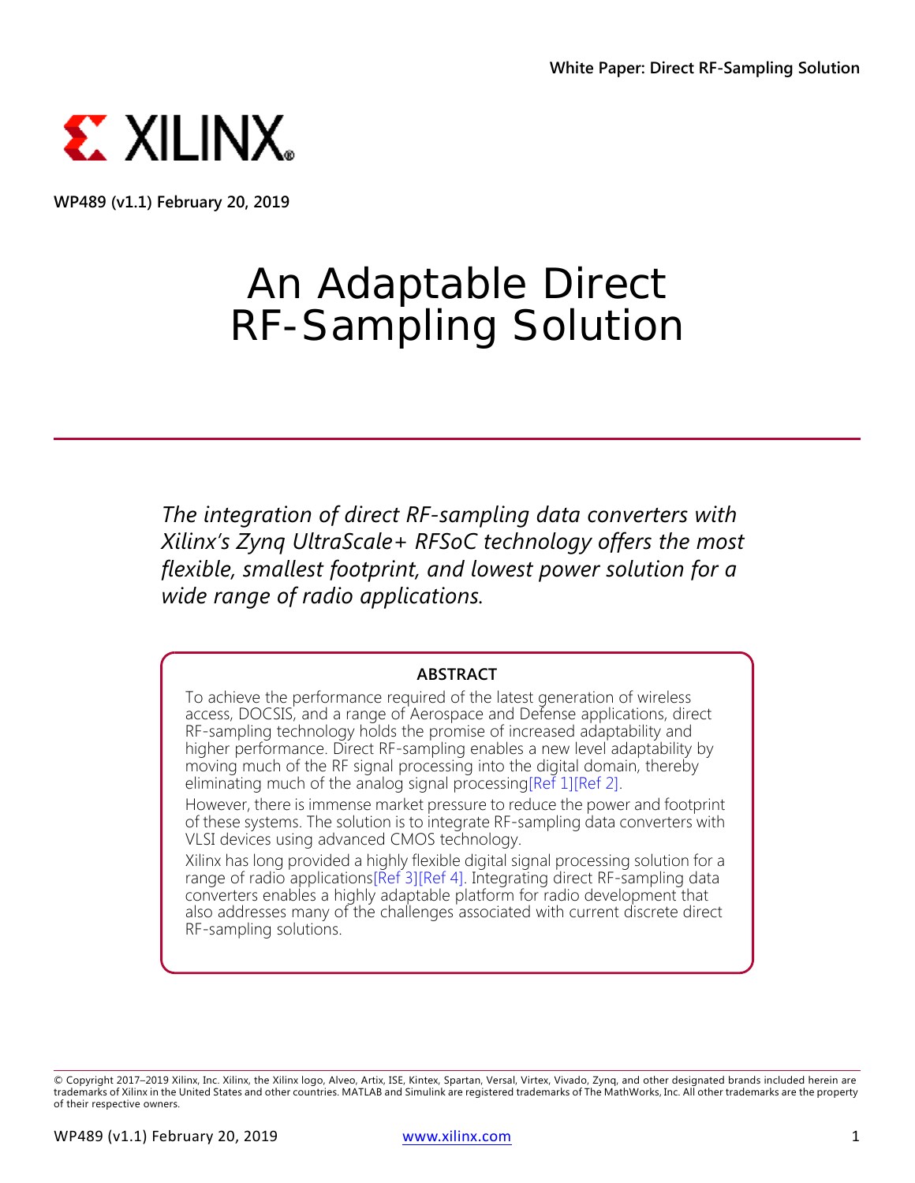WP489 (v1.1) February 20, 2019

# An Adaptable Direct RF-Sampling Solution

*The integration of direct RF-sampling data converters with Xilinx's Zynq UltraScale+ RFSoC technology offers the most flexible, smallest footprint, and lowest power solution for a wide range of radio applications.*

**ABSTRACT**

To achieve the performance required of the latest generation of wireless access, DOCSIS, and a range of Aerospace and Defense applications, direct RF-sampling technology holds the promise of increased adaptability and higher performance. Direct RF-sampling enables a new level adaptability by moving much of the RF signal processing into the digital domain, thereby eliminating much of the analog signal processing[Ref 1][Ref 2].

However, there is immense market pressure to reduce the power and footprint of these systems. The solution is to integrate RF-sampling data converters with VLSI devices using advanced CMOS technology.

Xilinx has long provided a highly flexible digital signal processing solution for a range of radio applications[Ref 3][Ref 4]. Integrating direct RF-sampling data converters enables a highly adaptable platform for radio development that also addresses many of the challenges associated with current discrete direct RF-sampling solutions.

© Copyright 2017–2019 Xilinx, Inc. Xilinx, the Xilinx logo, Alveo, Artix, ISE, Kintex, Spartan, Versal, Virtex, Vivado, Zynq, and other designated brands included herein are trademarks of Xilinx in the United States and other countries. MATLAB and Simulink are registered trademarks of The MathWorks, Inc. All other trademarks are the property of their respective owners.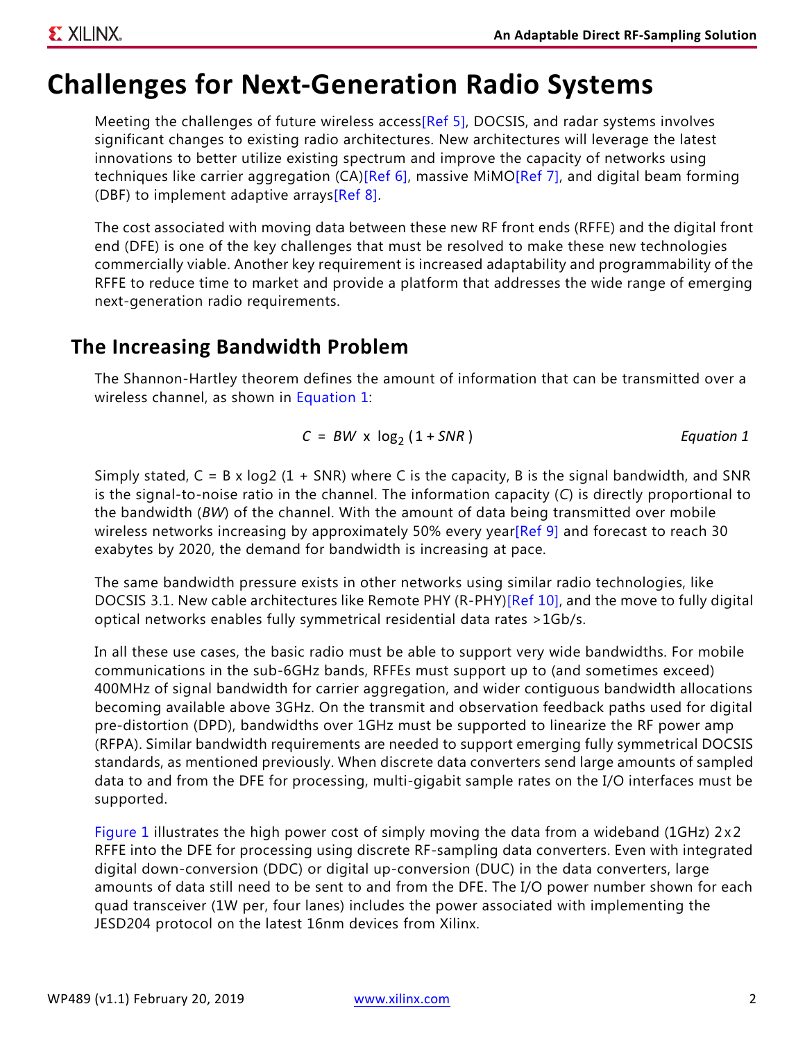# Challenges for Next-Generation Radio Systems

Meeting the challenges of future wireless access[Ref 5], DOCSIS, and radar systems involves significant changes to existing radio architectures. New architectures will leverage the latest innovations to better utilize existing spectrum and improve the capacity of networks using techniques like carrier aggregation (CA)[Ref 6], massive MiMO[Ref 7], and digital beam forming (DBF) to implement adaptive arrays[Ref 8].

The cost associated with moving data between these new RF front ends (RFFE) and the digital front end (DFE) is one of the key challenges that must be resolved to make these new technologies commercially viable. Another key requirement is increased adaptability and programmability of the RFFE to reduce time to market and provide a platform that addresses the wide range of emerging next-generation radio requirements.

## The Increasing Bandwidth Problem

The Shannon-Hartley theorem defines the amount of information that can be transmitted over a wireless channel, as shown in Equation 1:

$$C = BW \times \log_2(1 + SNR) \qquad \text{Equation 1}$$

Simply stated, C = B x log2 (1 + SNR) where C is the capacity, B is the signal bandwidth, and SNR is the signal-to-noise ratio in the channel. The information capacity (*C*) is directly proportional to the bandwidth (*BW*) of the channel. With the amount of data being transmitted over mobile wireless networks increasing by approximately 50% every year[Ref 9] and forecast to reach 30 exabytes by 2020, the demand for bandwidth is increasing at pace.

The same bandwidth pressure exists in other networks using similar radio technologies, like DOCSIS 3.1. New cable architectures like Remote PHY (R-PHY)[Ref 10], and the move to fully digital optical networks enables fully symmetrical residential data rates >1Gb/s.

In all these use cases, the basic radio must be able to support very wide bandwidths. For mobile communications in the sub-6GHz bands, RFFEs must support up to (and sometimes exceed) 400MHz of signal bandwidth for carrier aggregation, and wider contiguous bandwidth allocations becoming available above 3GHz. On the transmit and observation feedback paths used for digital pre-distortion (DPD), bandwidths over 1GHz must be supported to linearize the RF power amp (RFPA). Similar bandwidth requirements are needed to support emerging fully symmetrical DOCSIS standards, as mentioned previously. When discrete data converters send large amounts of sampled data to and from the DFE for processing, multi-gigabit sample rates on the I/O interfaces must be supported.

Figure 1 illustrates the high power cost of simply moving the data from a wideband (1GHz) 2x2 RFFE into the DFE for processing using discrete RF-sampling data converters. Even with integrated digital down-conversion (DDC) or digital up-conversion (DUC) in the data converters, large amounts of data still need to be sent to and from the DFE. The I/O power number shown for each quad transceiver (1W per, four lanes) includes the power associated with implementing the JESD204 protocol on the latest 16nm devices from Xilinx.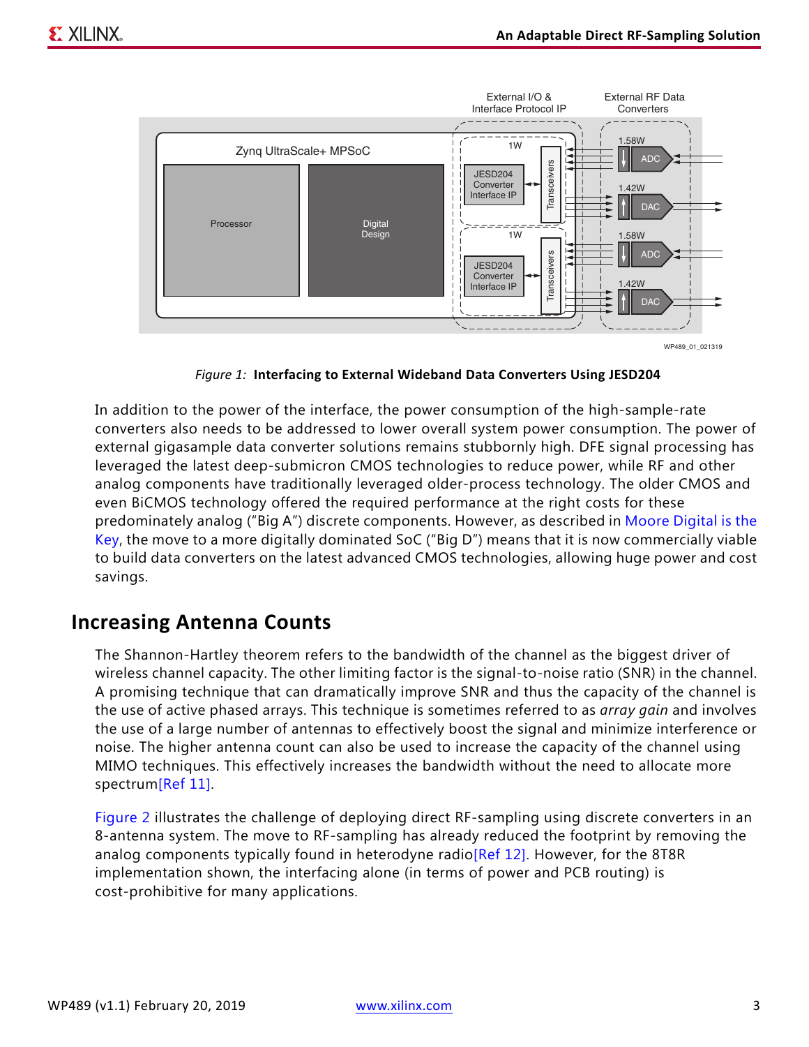*Figure 1:* **Interfacing to External Wideband Data Converters Using JESD204**

In addition to the power of the interface, the power consumption of the high-sample-rate converters also needs to be addressed to lower overall system power consumption. The power of external gigasample data converter solutions remains stubbornly high. DFE signal processing has leveraged the latest deep-submicron CMOS technologies to reduce power, while RF and other analog components have traditionally leveraged older-process technology. The older CMOS and even BiCMOS technology offered the required performance at the right costs for these predominately analog ("Big A") discrete components. However, as described in Moore Digital is the Key, the move to a more digitally dominated SoC ("Big D") means that it is now commercially viable to build data converters on the latest advanced CMOS technologies, allowing huge power and cost savings.

## Increasing Antenna Counts

The Shannon-Hartley theorem refers to the bandwidth of the channel as the biggest driver of wireless channel capacity. The other limiting factor is the signal-to-noise ratio (SNR) in the channel. A promising technique that can dramatically improve SNR and thus the capacity of the channel is the use of active phased arrays. This technique is sometimes referred to as *array gain* and involves the use of a large number of antennas to effectively boost the signal and minimize interference or noise. The higher antenna count can also be used to increase the capacity of the channel using MIMO techniques. This effectively increases the bandwidth without the need to allocate more spectrum[Ref 11].

Figure 2 illustrates the challenge of deploying direct RF-sampling using discrete converters in an 8-antenna system. The move to RF-sampling has already reduced the footprint by removing the analog components typically found in heterodyne radio[Ref 12]. However, for the 8T8R implementation shown, the interfacing alone (in terms of power and PCB routing) is cost-prohibitive for many applications.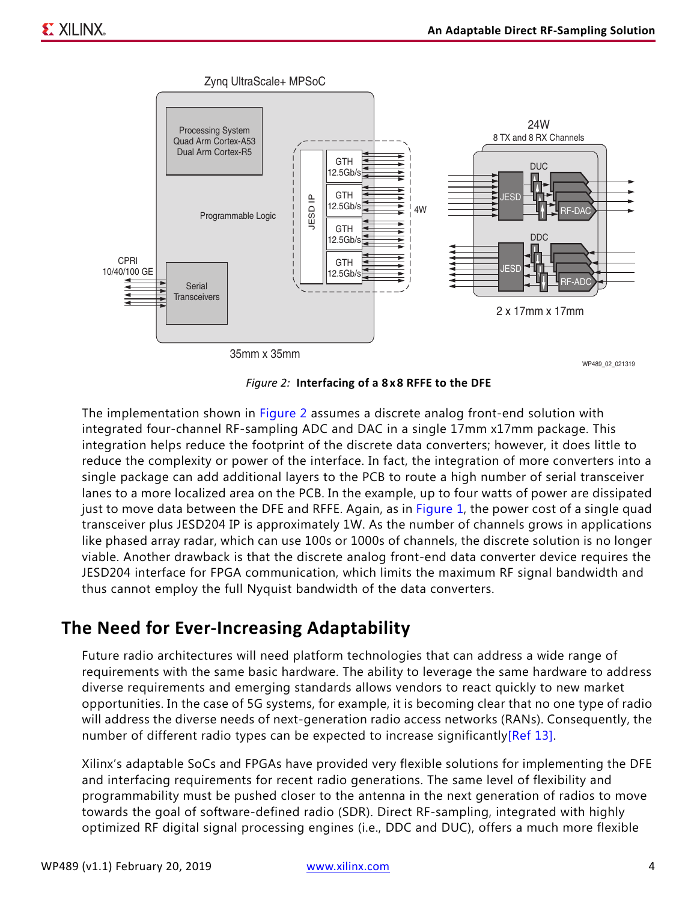*Figure 2:* **Interfacing of a 8x8 RFFE to the DFE**

The implementation shown in Figure 2 assumes a discrete analog front-end solution with integrated four-channel RF-sampling ADC and DAC in a single 17mm x17mm package. This integration helps reduce the footprint of the discrete data converters; however, it does little to reduce the complexity or power of the interface. In fact, the integration of more converters into a single package can add additional layers to the PCB to route a high number of serial transceiver lanes to a more localized area on the PCB. In the example, up to four watts of power are dissipated just to move data between the DFE and RFFE. Again, as in Figure 1, the power cost of a single quad transceiver plus JESD204 IP is approximately 1W. As the number of channels grows in applications like phased array radar, which can use 100s or 1000s of channels, the discrete solution is no longer viable. Another drawback is that the discrete analog front-end data converter device requires the JESD204 interface for FPGA communication, which limits the maximum RF signal bandwidth and thus cannot employ the full Nyquist bandwidth of the data converters.

## The Need for Ever-Increasing Adaptability

Future radio architectures will need platform technologies that can address a wide range of requirements with the same basic hardware. The ability to leverage the same hardware to address diverse requirements and emerging standards allows vendors to react quickly to new market opportunities. In the case of 5G systems, for example, it is becoming clear that no one type of radio will address the diverse needs of next-generation radio access networks (RANs). Consequently, the number of different radio types can be expected to increase significantly[Ref 13].

Xilinx's adaptable SoCs and FPGAs have provided very flexible solutions for implementing the DFE and interfacing requirements for recent radio generations. The same level of flexibility and programmability must be pushed closer to the antenna in the next generation of radios to move towards the goal of software-defined radio (SDR). Direct RF-sampling, integrated with highly optimized RF digital signal processing engines (i.e., DDC and DUC), offers a much more flexible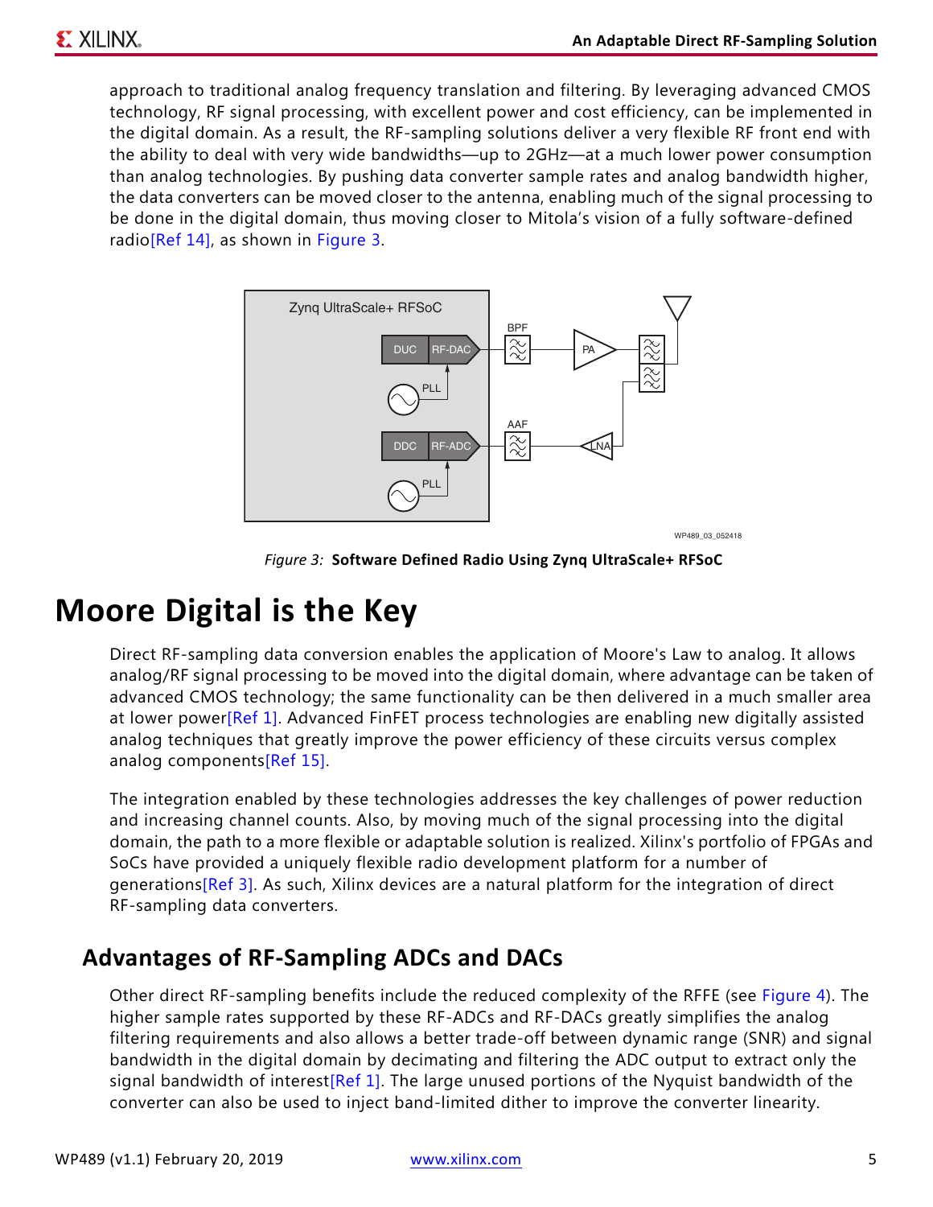approach to traditional analog frequency translation and filtering. By leveraging advanced CMOS technology, RF signal processing, with excellent power and cost efficiency, can be implemented in the digital domain. As a result, the RF-sampling solutions deliver a very flexible RF front end with the ability to deal with very wide bandwidths—up to 2GHz—at a much lower power consumption than analog technologies. By pushing data converter sample rates and analog bandwidth higher, the data converters can be moved closer to the antenna, enabling much of the signal processing to be done in the digital domain, thus moving closer to Mitola's vision of a fully software-defined radio[Ref 14], as shown in Figure 3.

*Figure 3:* **Software Defined Radio Using Zynq UltraScale+ RFSoC**

# Moore Digital is the Key

Direct RF-sampling data conversion enables the application of Moore's Law to analog. It allows analog/RF signal processing to be moved into the digital domain, where advantage can be taken of advanced CMOS technology; the same functionality can be then delivered in a much smaller area at lower power[Ref 1]. Advanced FinFET process technologies are enabling new digitally assisted analog techniques that greatly improve the power efficiency of these circuits versus complex analog components[Ref 15].

The integration enabled by these technologies addresses the key challenges of power reduction and increasing channel counts. Also, by moving much of the signal processing into the digital domain, the path to a more flexible or adaptable solution is realized. Xilinx's portfolio of FPGAs and SoCs have provided a uniquely flexible radio development platform for a number of generations[Ref 3]. As such, Xilinx devices are a natural platform for the integration of direct RF-sampling data converters.

## Advantages of RF-Sampling ADCs and DACs

Other direct RF-sampling benefits include the reduced complexity of the RFFE (see Figure 4). The higher sample rates supported by these RF-ADCs and RF-DACs greatly simplifies the analog filtering requirements and also allows a better trade-off between dynamic range (SNR) and signal bandwidth in the digital domain by decimating and filtering the ADC output to extract only the signal bandwidth of interest[Ref 1]. The large unused portions of the Nyquist bandwidth of the converter can also be used to inject band-limited dither to improve the converter linearity.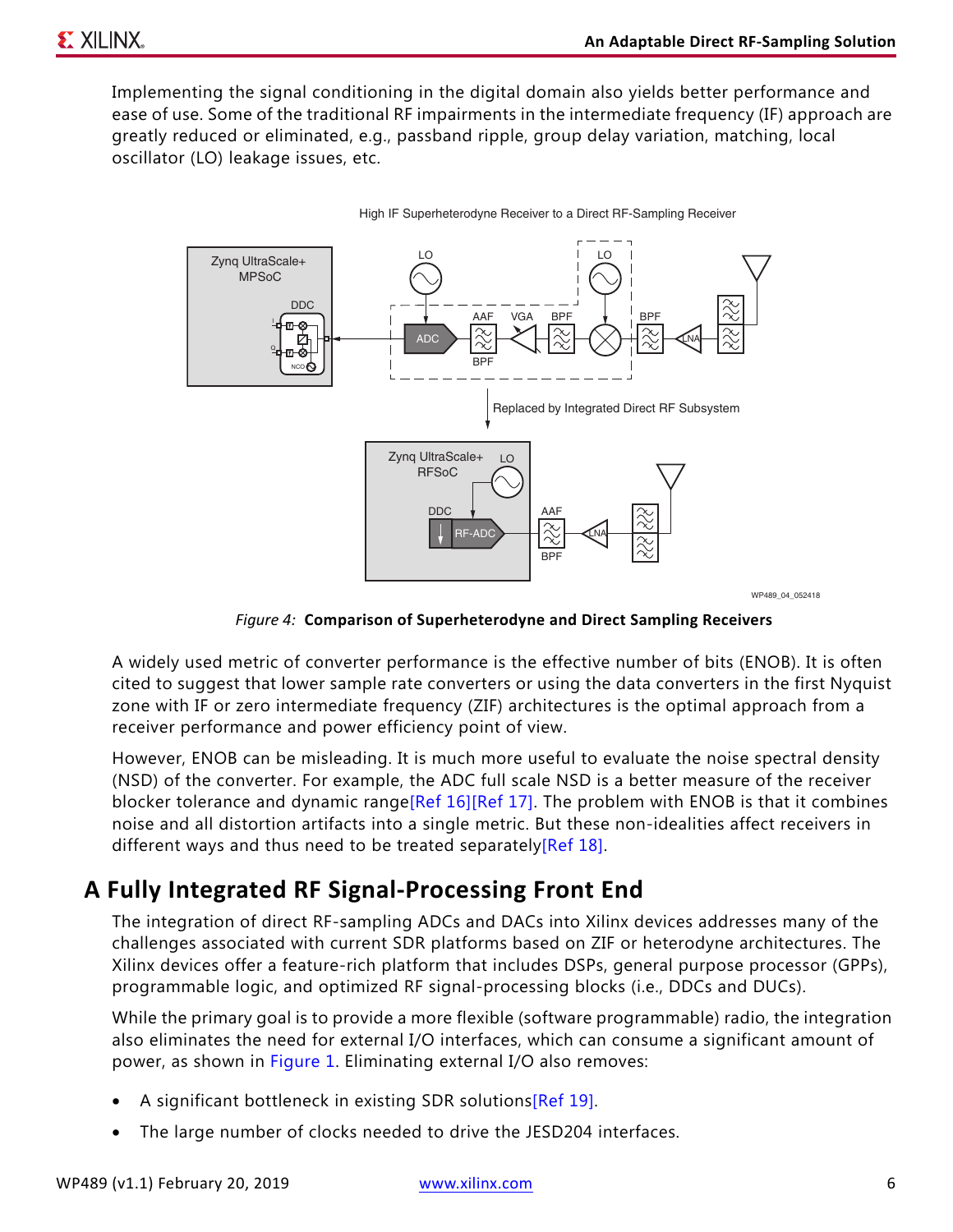Implementing the signal conditioning in the digital domain also yields better performance and ease of use. Some of the traditional RF impairments in the intermediate frequency (IF) approach are greatly reduced or eliminated, e.g., passband ripple, group delay variation, matching, local oscillator (LO) leakage issues, etc.

*Figure 4:* **Comparison of Superheterodyne and Direct Sampling Receivers**

A widely used metric of converter performance is the effective number of bits (ENOB). It is often cited to suggest that lower sample rate converters or using the data converters in the first Nyquist zone with IF or zero intermediate frequency (ZIF) architectures is the optimal approach from a receiver performance and power efficiency point of view.

However, ENOB can be misleading. It is much more useful to evaluate the noise spectral density (NSD) of the converter. For example, the ADC full scale NSD is a better measure of the receiver blocker tolerance and dynamic range[Ref 16][Ref 17]. The problem with ENOB is that it combines noise and all distortion artifacts into a single metric. But these non-idealities affect receivers in different ways and thus need to be treated separately[Ref 18].

## A Fully Integrated RF Signal-Processing Front End

The integration of direct RF-sampling ADCs and DACs into Xilinx devices addresses many of the challenges associated with current SDR platforms based on ZIF or heterodyne architectures. The Xilinx devices offer a feature-rich platform that includes DSPs, general purpose processor (GPPs), programmable logic, and optimized RF signal-processing blocks (i.e., DDCs and DUCs).

While the primary goal is to provide a more flexible (software programmable) radio, the integration also eliminates the need for external I/O interfaces, which can consume a significant amount of power, as shown in Figure 1. Eliminating external I/O also removes:

- A significant bottleneck in existing SDR solutions[Ref 19].
- The large number of clocks needed to drive the JESD204 interfaces.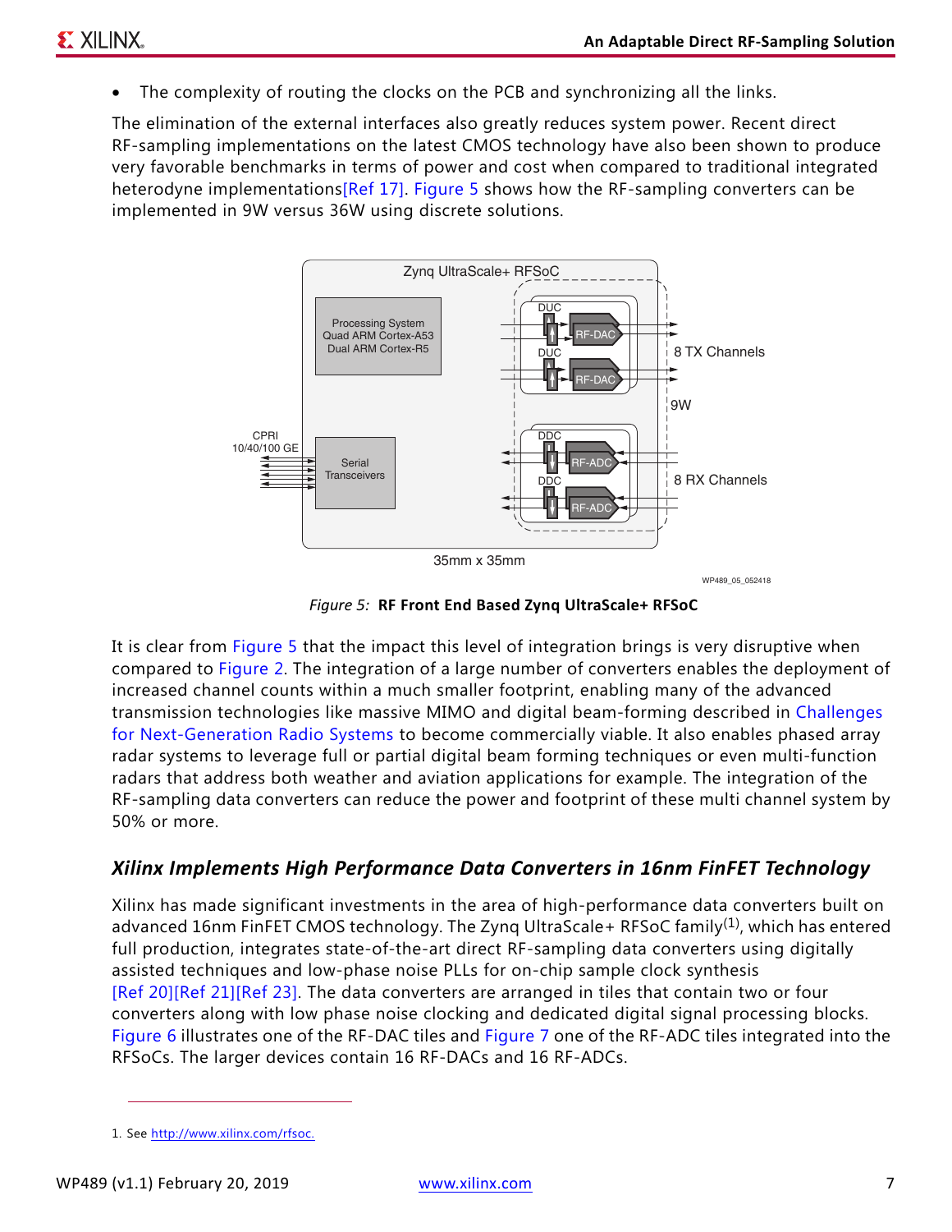- The complexity of routing the clocks on the PCB and synchronizing all the links.

The elimination of the external interfaces also greatly reduces system power. Recent direct RF-sampling implementations on the latest CMOS technology have also been shown to produce very favorable benchmarks in terms of power and cost when compared to traditional integrated heterodyne implementations[Ref 17]. Figure 5 shows how the RF-sampling converters can be implemented in 9W versus 36W using discrete solutions.

Figure 5: **RF Front End Based Zynq UltraScale+ RFSoC**

It is clear from Figure 5 that the impact this level of integration brings is very disruptive when compared to Figure 2. The integration of a large number of converters enables the deployment of increased channel counts within a much smaller footprint, enabling many of the advanced transmission technologies like massive MIMO and digital beam-forming described in Challenges for Next-Generation Radio Systems to become commercially viable. It also enables phased array radar systems to leverage full or partial digital beam forming techniques or even multi-function radars that address both weather and aviation applications for example. The integration of the RF-sampling data converters can reduce the power and footprint of these multi channel system by 50% or more.

## *Xilinx Implements High Performance Data Converters in 16nm FinFET Technology*

Xilinx has made significant investments in the area of high-performance data converters built on advanced 16nm FinFET CMOS technology. The Zynq UltraScale+ RFSoC family[1], which has entered full production, integrates state-of-the-art direct RF-sampling data converters using digitally assisted techniques and low-phase noise PLLs for on-chip sample clock synthesis [Ref 20][Ref 21][Ref 23]. The data converters are arranged in tiles that contain two or four converters along with low phase noise clocking and dedicated digital signal processing blocks. Figure 6 illustrates one of the RF-DAC tiles and Figure 7 one of the RF-ADC tiles integrated into the RFSoCs. The larger devices contain 16 RF-DACs and 16 RF-ADCs.

1. See http://www.xilinx.com/rfsoc.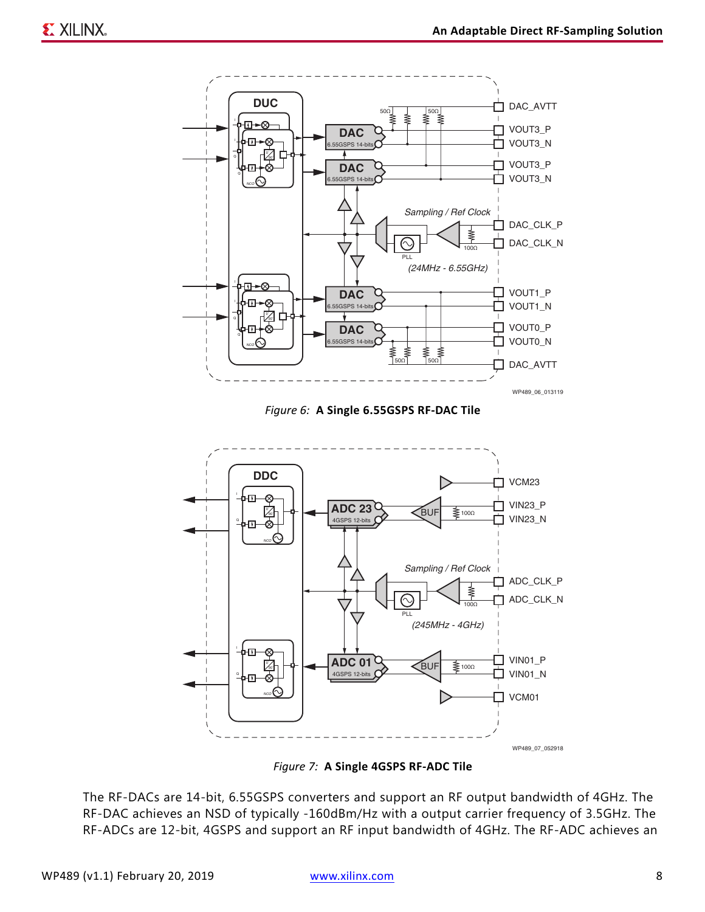Figure 6: **A Single 6.55GSPS RF-DAC Tile**

Figure 7: **A Single 4GSPS RF-ADC Tile**

The RF-DACs are 14-bit, 6.55GSPS converters and support an RF output bandwidth of 4GHz. The RF-DAC achieves an NSD of typically -160dBm/Hz with a output carrier frequency of 3.5GHz. The RF-ADCs are 12-bit, 4GSPS and support an RF input bandwidth of 4GHz. The RF-ADC achieves an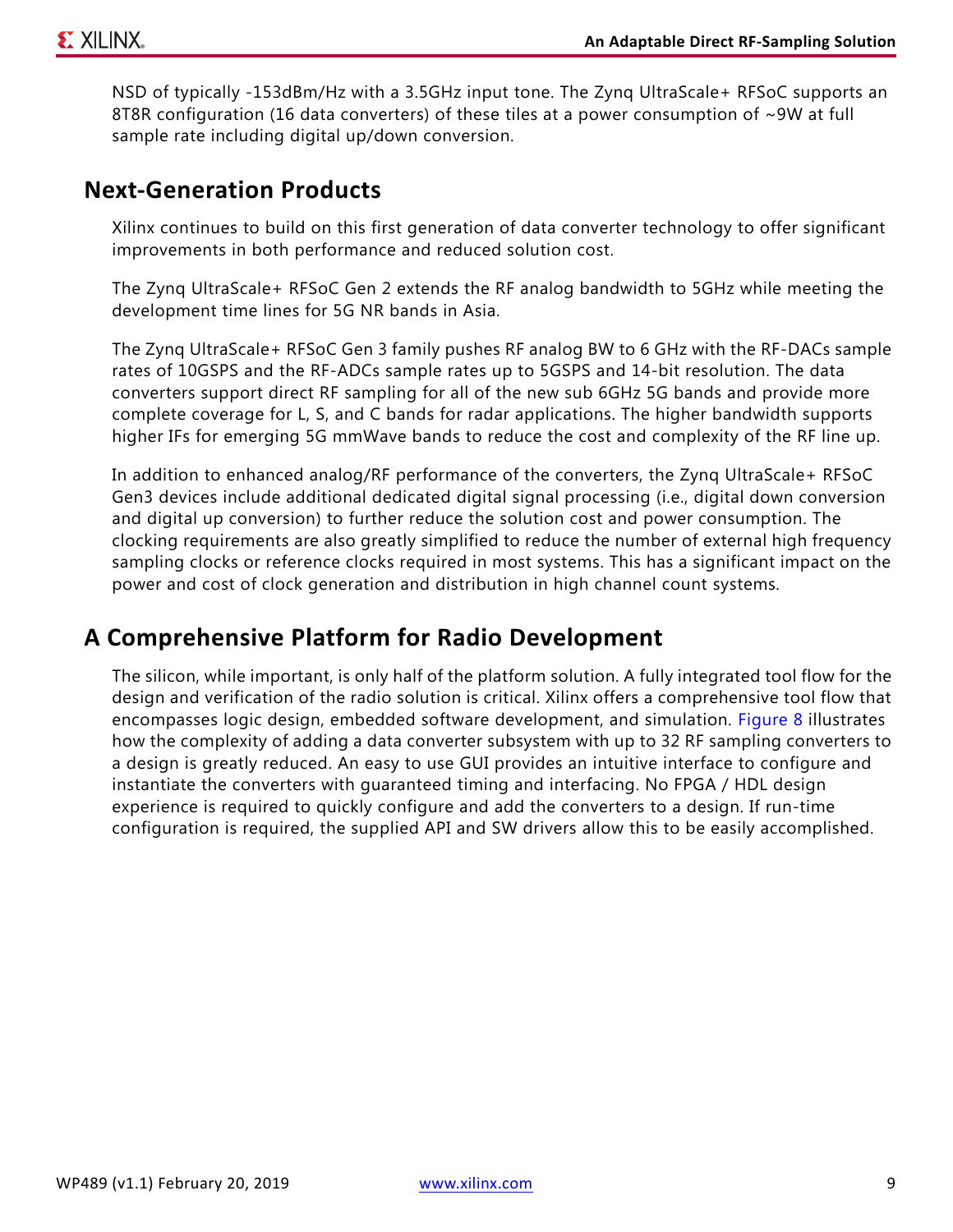NSD of typically -153dBm/Hz with a 3.5GHz input tone. The Zynq UltraScale+ RFSoC supports an 8T8R configuration (16 data converters) of these tiles at a power consumption of ~9W at full sample rate including digital up/down conversion.

## Next-Generation Products

Xilinx continues to build on this first generation of data converter technology to offer significant improvements in both performance and reduced solution cost.

The Zynq UltraScale+ RFSoC Gen 2 extends the RF analog bandwidth to 5GHz while meeting the development time lines for 5G NR bands in Asia.

The Zynq UltraScale+ RFSoC Gen 3 family pushes RF analog BW to 6 GHz with the RF-DACs sample rates of 10GSPS and the RF-ADCs sample rates up to 5GSPS and 14-bit resolution. The data converters support direct RF sampling for all of the new sub 6GHz 5G bands and provide more complete coverage for L, S, and C bands for radar applications. The higher bandwidth supports higher IFs for emerging 5G mmWave bands to reduce the cost and complexity of the RF line up.

In addition to enhanced analog/RF performance of the converters, the Zynq UltraScale+ RFSoC Gen3 devices include additional dedicated digital signal processing (i.e., digital down conversion and digital up conversion) to further reduce the solution cost and power consumption. The clocking requirements are also greatly simplified to reduce the number of external high frequency sampling clocks or reference clocks required in most systems. This has a significant impact on the power and cost of clock generation and distribution in high channel count systems.

## A Comprehensive Platform for Radio Development

The silicon, while important, is only half of the platform solution. A fully integrated tool flow for the design and verification of the radio solution is critical. Xilinx offers a comprehensive tool flow that encompasses logic design, embedded software development, and simulation. Figure 8 illustrates how the complexity of adding a data converter subsystem with up to 32 RF sampling converters to a design is greatly reduced. An easy to use GUI provides an intuitive interface to configure and instantiate the converters with guaranteed timing and interfacing. No FPGA / HDL design experience is required to quickly configure and add the converters to a design. If run-time configuration is required, the supplied API and SW drivers allow this to be easily accomplished.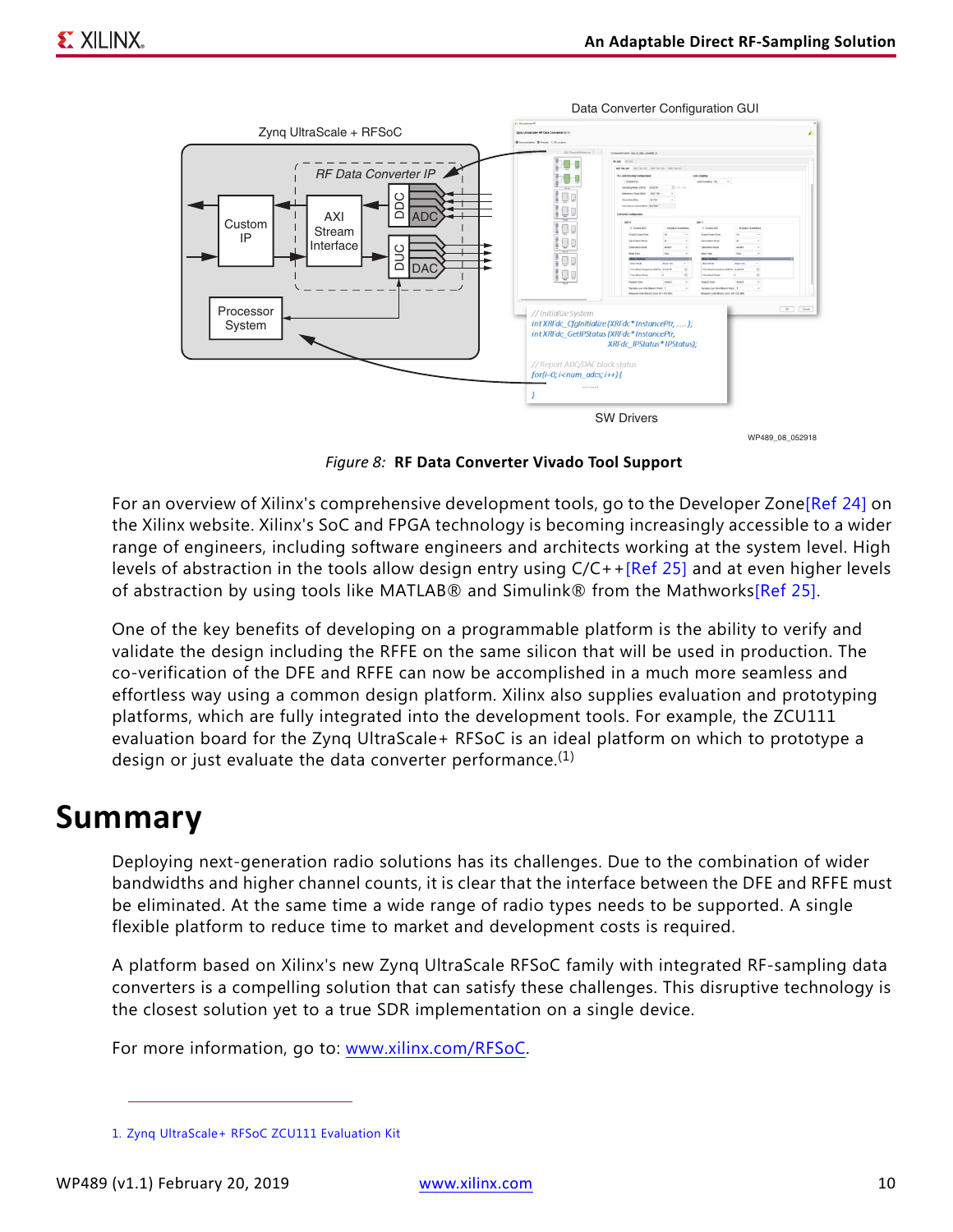*Figure 8:* **RF Data Converter Vivado Tool Support**

For an overview of Xilinx's comprehensive development tools, go to the Developer Zone[Ref 24] on the Xilinx website. Xilinx's SoC and FPGA technology is becoming increasingly accessible to a wider range of engineers, including software engineers and architects working at the system level. High levels of abstraction in the tools allow design entry using C/C++[Ref 25] and at even higher levels of abstraction by using tools like MATLAB® and Simulink® from the Mathworks[Ref 25].

One of the key benefits of developing on a programmable platform is the ability to verify and validate the design including the RFFE on the same silicon that will be used in production. The co-verification of the DFE and RFFE can now be accomplished in a much more seamless and effortless way using a common design platform. Xilinx also supplies evaluation and prototyping platforms, which are fully integrated into the development tools. For example, the ZCU111 evaluation board for the Zynq UltraScale+ RFSoC is an ideal platform on which to prototype a design or just evaluate the data converter performance.[1]

# Summary

Deploying next-generation radio solutions has its challenges. Due to the combination of wider bandwidths and higher channel counts, it is clear that the interface between the DFE and RFFE must be eliminated. At the same time a wide range of radio types needs to be supported. A single flexible platform to reduce time to market and development costs is required.

A platform based on Xilinx's new Zynq UltraScale RFSoC family with integrated RF-sampling data converters is a compelling solution that can satisfy these challenges. This disruptive technology is the closest solution yet to a true SDR implementation on a single device.

For more information, go to: www.xilinx.com/RFSoC.

---

1. Zynq UltraScale+ RFSoC ZCU111 Evaluation Kit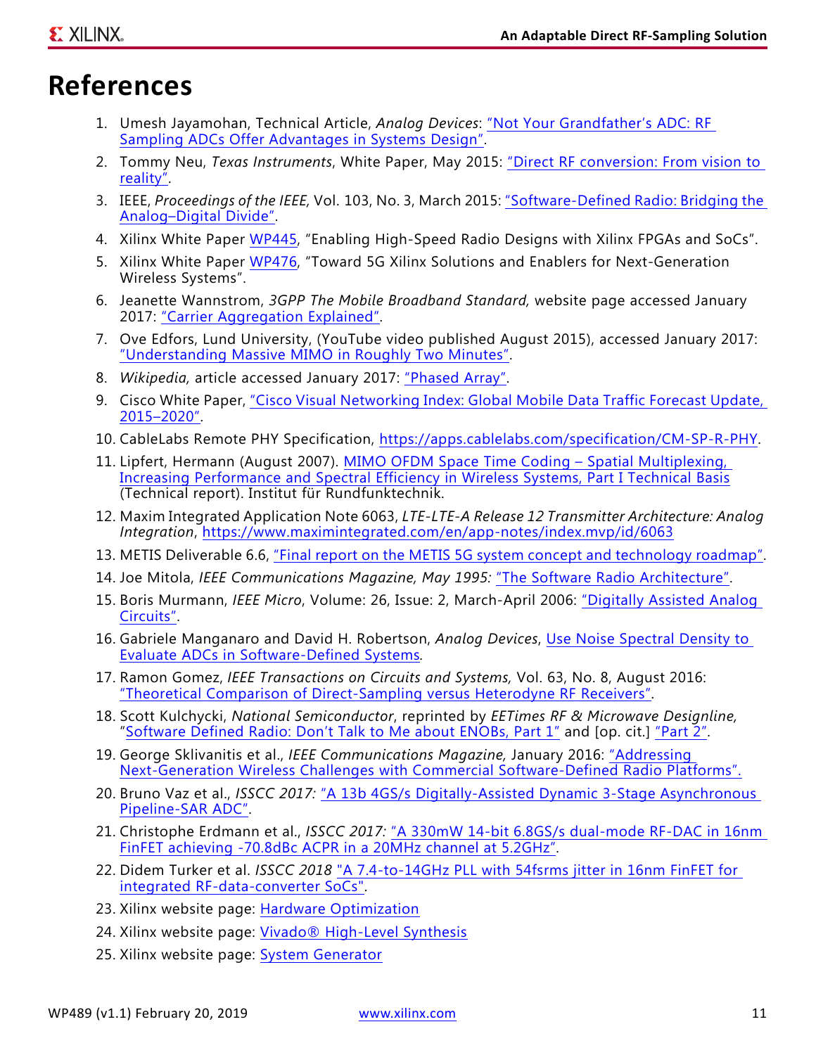# References

1. Umesh Jayamohan, Technical Article, *Analog Devices*: "Not Your Grandfather's ADC: RF Sampling ADCs Offer Advantages in Systems Design".
2. Tommy Neu, *Texas Instruments*, White Paper, May 2015: "Direct RF conversion: From vision to reality".
3. IEEE, *Proceedings of the IEEE,* Vol. 103, No. 3, March 2015: "Software-Defined Radio: Bridging the Analog–Digital Divide".
4. Xilinx White Paper WP445, "Enabling High-Speed Radio Designs with Xilinx FPGAs and SoCs".
5. Xilinx White Paper WP476, "Toward 5G Xilinx Solutions and Enablers for Next-Generation Wireless Systems".
6. Jeanette Wannstrom, *3GPP The Mobile Broadband Standard,* website page accessed January 2017: "Carrier Aggregation Explained".
7. Ove Edfors, Lund University, (YouTube video published August 2015), accessed January 2017: "Understanding Massive MIMO in Roughly Two Minutes".
8. *Wikipedia,* article accessed January 2017: "Phased Array".
9. Cisco White Paper, "Cisco Visual Networking Index: Global Mobile Data Traffic Forecast Update, 2015–2020".
10. CableLabs Remote PHY Specification, https://apps.cablelabs.com/specification/CM-SP-R-PHY.
11. Lipfert, Hermann (August 2007). MIMO OFDM Space Time Coding – Spatial Multiplexing, Increasing Performance and Spectral Efficiency in Wireless Systems, Part I Technical Basis (Technical report). Institut für Rundfunktechnik.
12. Maxim Integrated Application Note 6063, *LTE-LTE-A Release 12 Transmitter Architecture: Analog Integration*, https://www.maximintegrated.com/en/app-notes/index.mvp/id/6063
13. METIS Deliverable 6.6, "Final report on the METIS 5G system concept and technology roadmap".
14. Joe Mitola, *IEEE Communications Magazine, May 1995:* "The Software Radio Architecture".
15. Boris Murmann, *IEEE Micro*, Volume: 26, Issue: 2, March-April 2006: "Digitally Assisted Analog Circuits".
16. Gabriele Manganaro and David H. Robertson, *Analog Devices*, Use Noise Spectral Density to Evaluate ADCs in Software-Defined Systems.
17. Ramon Gomez, *IEEE Transactions on Circuits and Systems,* Vol. 63, No. 8, August 2016: "Theoretical Comparison of Direct-Sampling versus Heterodyne RF Receivers".
18. Scott Kulchycki, *National Semiconductor*, reprinted by *EETimes RF & Microwave Designline,* "Software Defined Radio: Don't Talk to Me about ENOBs, Part 1" and [op. cit.] "Part 2".
19. George Sklivanitis et al., *IEEE Communications Magazine,* January 2016: "Addressing Next-Generation Wireless Challenges with Commercial Software-Defined Radio Platforms".
20. Bruno Vaz et al., *ISSCC 2017:* "A 13b 4GS/s Digitally-Assisted Dynamic 3-Stage Asynchronous Pipeline-SAR ADC".
21. Christophe Erdmann et al., *ISSCC 2017:* "A 330mW 14-bit 6.8GS/s dual-mode RF-DAC in 16nm FinFET achieving -70.8dBc ACPR in a 20MHz channel at 5.2GHz".
22. Didem Turker et al. *ISSCC 2018* "A 7.4-to-14GHz PLL with 54fsrms jitter in 16nm FinFET for integrated RF-data-converter SoCs".
23. Xilinx website page: Hardware Optimization
24. Xilinx website page: Vivado® High-Level Synthesis
25. Xilinx website page: System Generator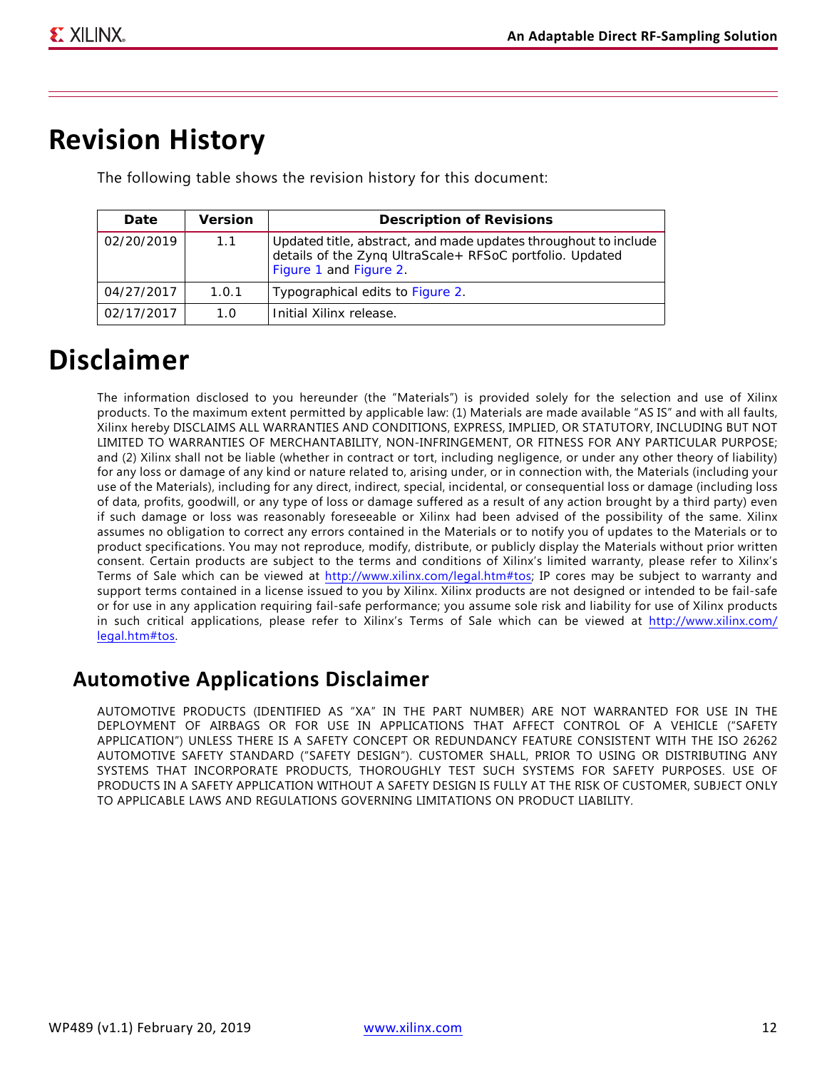# Revision History

The following table shows the revision history for this document:

| Date | Version | Description of Revisions |
|---|---|---|
| 02/20/2019 | 1.1 | Updated title, abstract, and made updates throughout to include details of the Zynq UltraScale+ RFSoC portfolio. Updated Figure 1 and Figure 2. |
| 04/27/2017 | 1.0.1 | Typographical edits to Figure 2. |
| 02/17/2017 | 1.0 | Initial Xilinx release. |

# Disclaimer

The information disclosed to you hereunder (the "Materials") is provided solely for the selection and use of Xilinx products. To the maximum extent permitted by applicable law: (1) Materials are made available "AS IS" and with all faults, Xilinx hereby DISCLAIMS ALL WARRANTIES AND CONDITIONS, EXPRESS, IMPLIED, OR STATUTORY, INCLUDING BUT NOT LIMITED TO WARRANTIES OF MERCHANTABILITY, NON-INFRINGEMENT, OR FITNESS FOR ANY PARTICULAR PURPOSE; and (2) Xilinx shall not be liable (whether in contract or tort, including negligence, or under any other theory of liability) for any loss or damage of any kind or nature related to, arising under, or in connection with, the Materials (including your use of the Materials), including for any direct, indirect, special, incidental, or consequential loss or damage (including loss of data, profits, goodwill, or any type of loss or damage suffered as a result of any action brought by a third party) even if such damage or loss was reasonably foreseeable or Xilinx had been advised of the possibility of the same. Xilinx assumes no obligation to correct any errors contained in the Materials or to notify you of updates to the Materials or to product specifications. You may not reproduce, modify, distribute, or publicly display the Materials without prior written consent. Certain products are subject to the terms and conditions of Xilinx's limited warranty, please refer to Xilinx's Terms of Sale which can be viewed at http://www.xilinx.com/legal.htm#tos; IP cores may be subject to warranty and support terms contained in a license issued to you by Xilinx. Xilinx products are not designed or intended to be fail-safe or for use in any application requiring fail-safe performance; you assume sole risk and liability for use of Xilinx products in such critical applications, please refer to Xilinx's Terms of Sale which can be viewed at http://www.xilinx.com/legal.htm#tos.

## Automotive Applications Disclaimer

AUTOMOTIVE PRODUCTS (IDENTIFIED AS "XA" IN THE PART NUMBER) ARE NOT WARRANTED FOR USE IN THE DEPLOYMENT OF AIRBAGS OR FOR USE IN APPLICATIONS THAT AFFECT CONTROL OF A VEHICLE ("SAFETY APPLICATION") UNLESS THERE IS A SAFETY CONCEPT OR REDUNDANCY FEATURE CONSISTENT WITH THE ISO 26262 AUTOMOTIVE SAFETY STANDARD ("SAFETY DESIGN"). CUSTOMER SHALL, PRIOR TO USING OR DISTRIBUTING ANY SYSTEMS THAT INCORPORATE PRODUCTS, THOROUGHLY TEST SUCH SYSTEMS FOR SAFETY PURPOSES. USE OF PRODUCTS IN A SAFETY APPLICATION WITHOUT A SAFETY DESIGN IS FULLY AT THE RISK OF CUSTOMER, SUBJECT ONLY TO APPLICABLE LAWS AND REGULATIONS GOVERNING LIMITATIONS ON PRODUCT LIABILITY.